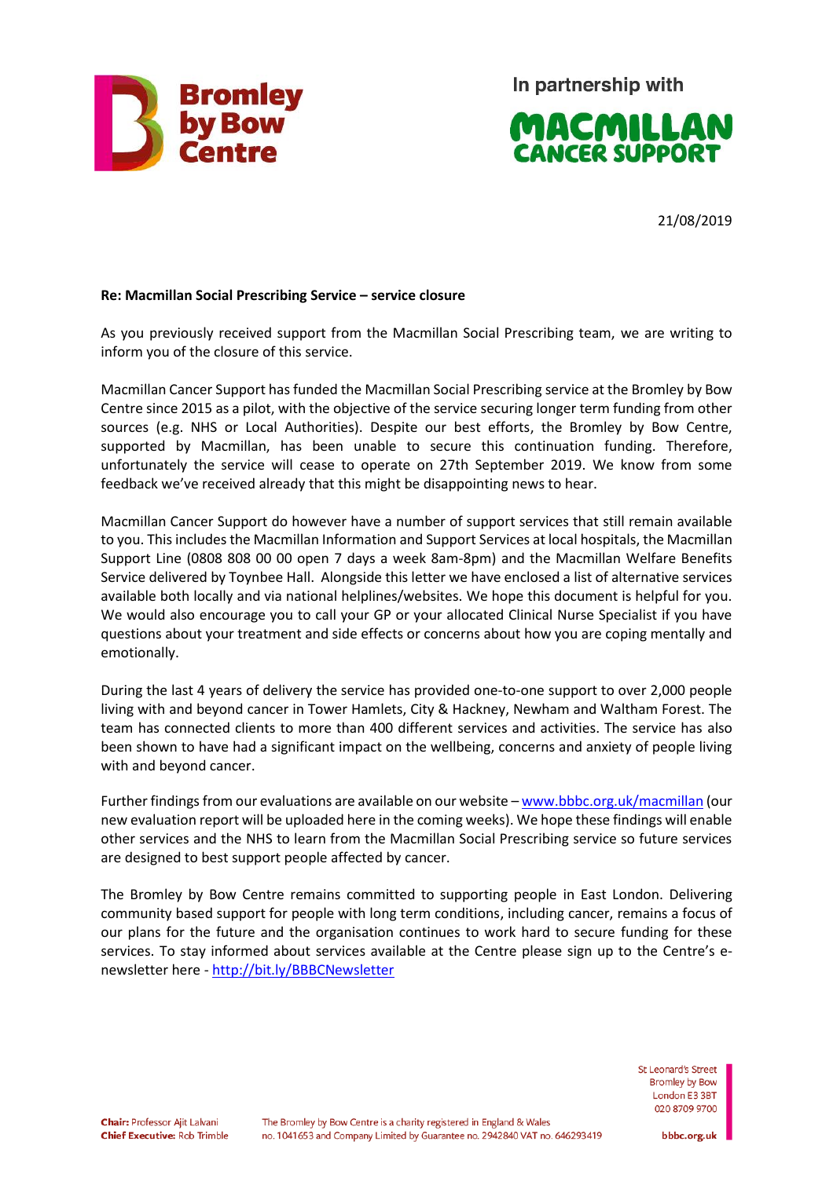**Bromley by Bow Centre**

In partnership with

**MACMILLAN CANCER SUPPORT**

21/08/2019

**Re: Macmillan Social Prescribing Service – service closure**

As you previously received support from the Macmillan Social Prescribing team, we are writing to inform you of the closure of this service.

Macmillan Cancer Support has funded the Macmillan Social Prescribing service at the Bromley by Bow Centre since 2015 as a pilot, with the objective of the service securing longer term funding from other sources (e.g. NHS or Local Authorities). Despite our best efforts, the Bromley by Bow Centre, supported by Macmillan, has been unable to secure this continuation funding. Therefore, unfortunately the service will cease to operate on 27th September 2019. We know from some feedback we've received already that this might be disappointing news to hear.

Macmillan Cancer Support do however have a number of support services that still remain available to you. This includes the Macmillan Information and Support Services at local hospitals, the Macmillan Support Line (0808 808 00 00 open 7 days a week 8am-8pm) and the Macmillan Welfare Benefits Service delivered by Toynbee Hall. Alongside this letter we have enclosed a list of alternative services available both locally and via national helplines/websites. We hope this document is helpful for you. We would also encourage you to call your GP or your allocated Clinical Nurse Specialist if you have questions about your treatment and side effects or concerns about how you are coping mentally and emotionally.

During the last 4 years of delivery the service has provided one-to-one support to over 2,000 people living with and beyond cancer in Tower Hamlets, City & Hackney, Newham and Waltham Forest. The team has connected clients to more than 400 different services and activities. The service has also been shown to have had a significant impact on the wellbeing, concerns and anxiety of people living with and beyond cancer.

Further findings from our evaluations are available on our website – www.bbbc.org.uk/macmillan (our new evaluation report will be uploaded here in the coming weeks). We hope these findings will enable other services and the NHS to learn from the Macmillan Social Prescribing service so future services are designed to best support people affected by cancer.

The Bromley by Bow Centre remains committed to supporting people in East London. Delivering community based support for people with long term conditions, including cancer, remains a focus of our plans for the future and the organisation continues to work hard to secure funding for these services. To stay informed about services available at the Centre please sign up to the Centre's e-newsletter here - http://bit.ly/BBBCNewsletter

**Chair:** Professor Ajit Lalvani
**Chief Executive:** Rob Trimble

The Bromley by Bow Centre is a charity registered in England & Wales no. 1041653 and Company Limited by Guarantee no. 2942840 VAT no. 646293419

St Leonard's Street
Bromley by Bow
London E3 3BT
020 8709 9700

bbbc.org.uk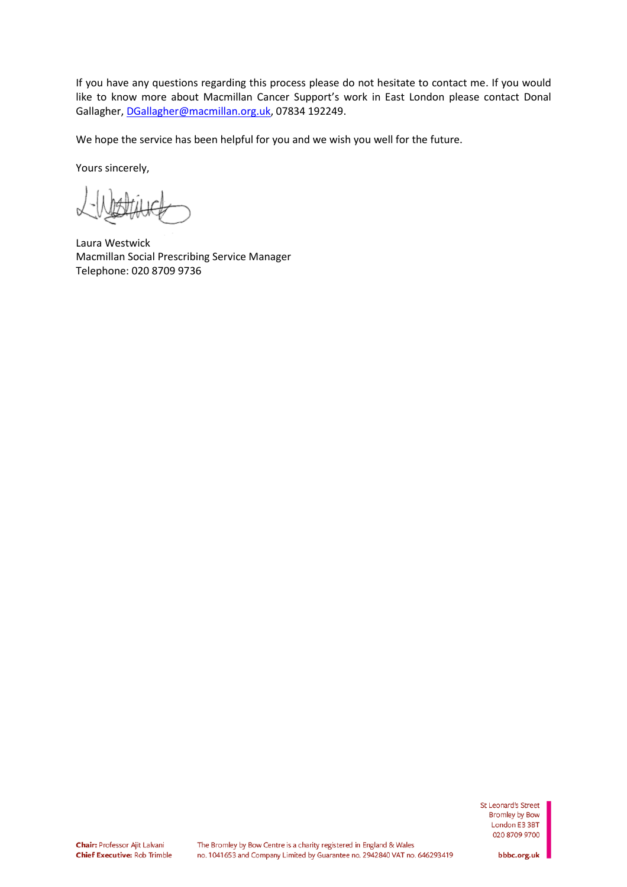If you have any questions regarding this process please do not hesitate to contact me. If you would like to know more about Macmillan Cancer Support's work in East London please contact Donal Gallagher, DGallagher@macmillan.org.uk, 07834 192249.

We hope the service has been helpful for you and we wish you well for the future.

Yours sincerely,

Laura Westwick
Macmillan Social Prescribing Service Manager
Telephone: 020 8709 9736

St Leonard's Street
Bromley by Bow
London E3 3BT
020 8709 9700

**Chair:** Professor Ajit Lalvani
**Chief Executive:** Rob Trimble

The Bromley by Bow Centre is a charity registered in England & Wales no. 1041653 and Company Limited by Guarantee no. 2942840 VAT no. 646293419

bbbc.org.uk